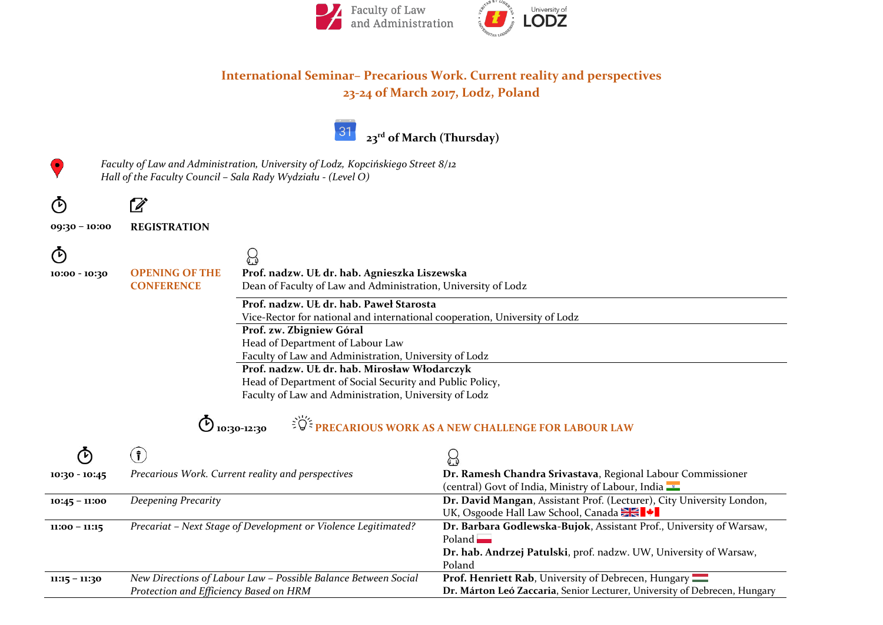Faculty of Law and Administration

University of LODZ

## International Seminar– Precarious Work. Current reality and perspectives
## 23-24 of March 2017, Lodz, Poland

### 23rd of March (Thursday)

*Faculty of Law and Administration, University of Lodz, Kopcińskiego Street 8/12*
*Hall of the Faculty Council – Sala Rady Wydziału - (Level O)*

**09:30 – 10:00** **REGISTRATION**

**10:00 - 10:30** **OPENING OF THE CONFERENCE**

**Prof. nadzw. UŁ dr. hab. Agnieszka Liszewska**
Dean of Faculty of Law and Administration, University of Lodz

**Prof. nadzw. UŁ dr. hab. Paweł Starosta**
Vice-Rector for national and international cooperation, University of Lodz

**Prof. zw. Zbigniew Góral**
Head of Department of Labour Law
Faculty of Law and Administration, University of Lodz

**Prof. nadzw. UŁ dr. hab. Mirosław Włodarczyk**
Head of Department of Social Security and Public Policy,
Faculty of Law and Administration, University of Lodz

**10:30-12:30** **PRECARIOUS WORK AS A NEW CHALLENGE FOR LABOUR LAW**

| | | |
|---|---|---|
| **10:30 - 10:45** | *Precarious Work. Current reality and perspectives* | **Dr. Ramesh Chandra Srivastava**, Regional Labour Commissioner (central) Govt of India, Ministry of Labour, India |
| **10:45 – 11:00** | *Deepening Precarity* | **Dr. David Mangan**, Assistant Prof. (Lecturer), City University London, UK, Osgoode Hall Law School, Canada |
| **11:00 – 11:15** | *Precariat – Next Stage of Development or Violence Legitimated?* | **Dr. Barbara Godlewska-Bujok**, Assistant Prof., University of Warsaw, Poland<br>**Dr. hab. Andrzej Patulski**, prof. nadzw. UW, University of Warsaw, Poland |
| **11:15 – 11:30** | *New Directions of Labour Law – Possible Balance Between Social Protection and Efficiency Based on HRM* | **Prof. Henriett Rab**, University of Debrecen, Hungary<br>**Dr. Márton Leó Zaccaria**, Senior Lecturer, University of Debrecen, Hungary |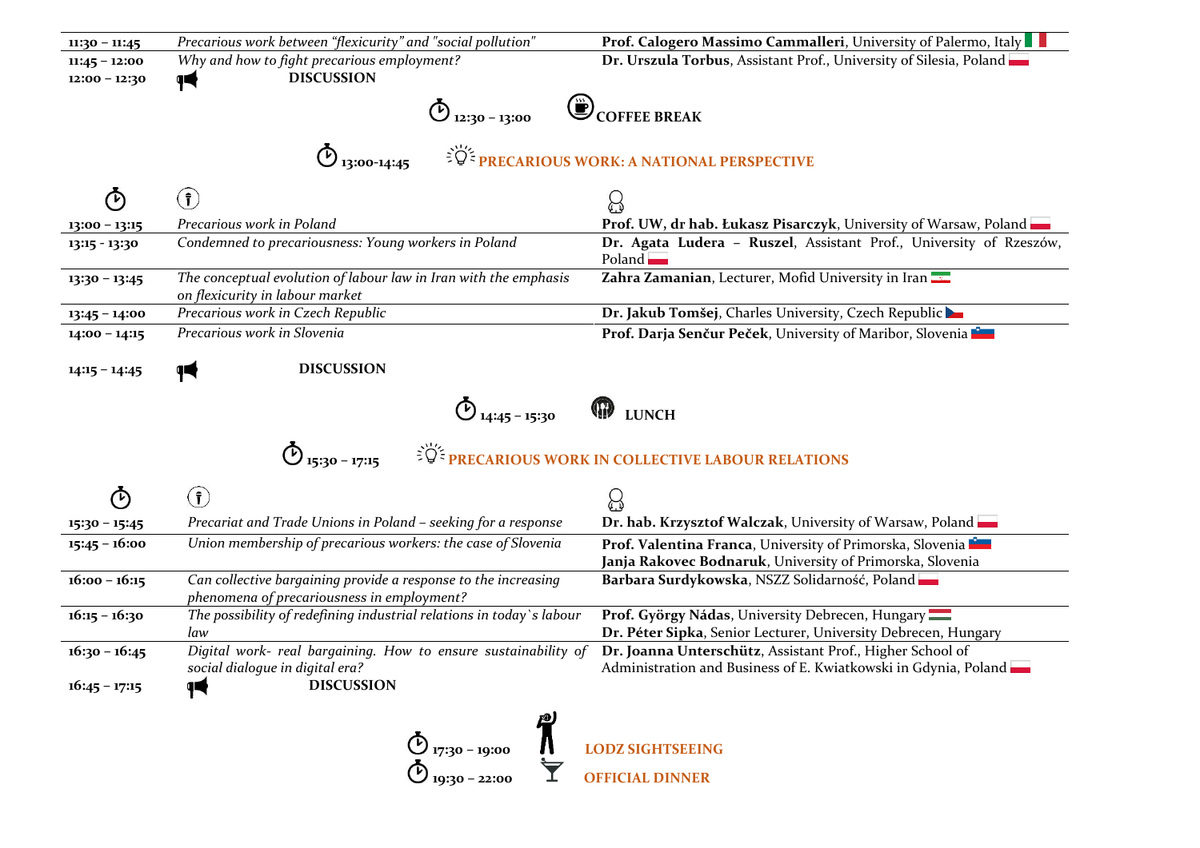| | | |
|---|---|---|
| 11:30 – 11:45 | *Precarious work between "flexicurity" and "social pollution"* | **Prof. Calogero Massimo Cammalleri**, University of Palermo, Italy |
| 11:45 – 12:00 | *Why and how to fight precarious employment?* | **Dr. Urszula Torbus**, Assistant Prof., University of Silesia, Poland |
| 12:00 – 12:30 | **DISCUSSION** | |

12:30 – 13:00 **COFFEE BREAK**

## 13:00-14:45 PRECARIOUS WORK: A NATIONAL PERSPECTIVE

| | | |
|---|---|---|
| 13:00 – 13:15 | *Precarious work in Poland* | **Prof. UW, dr hab. Łukasz Pisarczyk**, University of Warsaw, Poland |
| 13:15 - 13:30 | *Condemned to precariousness: Young workers in Poland* | **Dr. Agata Ludera – Ruszel**, Assistant Prof., University of Rzeszów, Poland |
| 13:30 – 13:45 | *The conceptual evolution of labour law in Iran with the emphasis on flexicurity in labour market* | **Zahra Zamanian**, Lecturer, Mofid University in Iran |
| 13:45 – 14:00 | *Precarious work in Czech Republic* | **Dr. Jakub Tomšej**, Charles University, Czech Republic |
| 14:00 – 14:15 | *Precarious work in Slovenia* | **Prof. Darja Senčur Peček**, University of Maribor, Slovenia |
| 14:15 – 14:45 | **DISCUSSION** | |

14:45 – 15:30 **LUNCH**

## 15:30 – 17:15 PRECARIOUS WORK IN COLLECTIVE LABOUR RELATIONS

| | | |
|---|---|---|
| 15:30 – 15:45 | *Precariat and Trade Unions in Poland – seeking for a response* | **Dr. hab. Krzysztof Walczak**, University of Warsaw, Poland |
| 15:45 – 16:00 | *Union membership of precarious workers: the case of Slovenia* | **Prof. Valentina Franca**, University of Primorska, Slovenia<br>**Janja Rakovec Bodnaruk**, University of Primorska, Slovenia |
| 16:00 – 16:15 | *Can collective bargaining provide a response to the increasing phenomena of precariousness in employment?* | **Barbara Surdykowska**, NSZZ Solidarność, Poland |
| 16:15 – 16:30 | *The possibility of redefining industrial relations in today`s labour law* | **Prof. György Nádas**, University Debrecen, Hungary<br>**Dr. Péter Sipka**, Senior Lecturer, University Debrecen, Hungary |
| 16:30 – 16:45 | *Digital work- real bargaining. How to ensure sustainability of social dialogue in digital era?* | **Dr. Joanna Unterschütz**, Assistant Prof., Higher School of Administration and Business of E. Kwiatkowski in Gdynia, Poland |
| 16:45 – 17:15 | **DISCUSSION** | |

17:30 – 19:00 **LODZ SIGHTSEEING**

19:30 – 22:00 **OFFICIAL DINNER**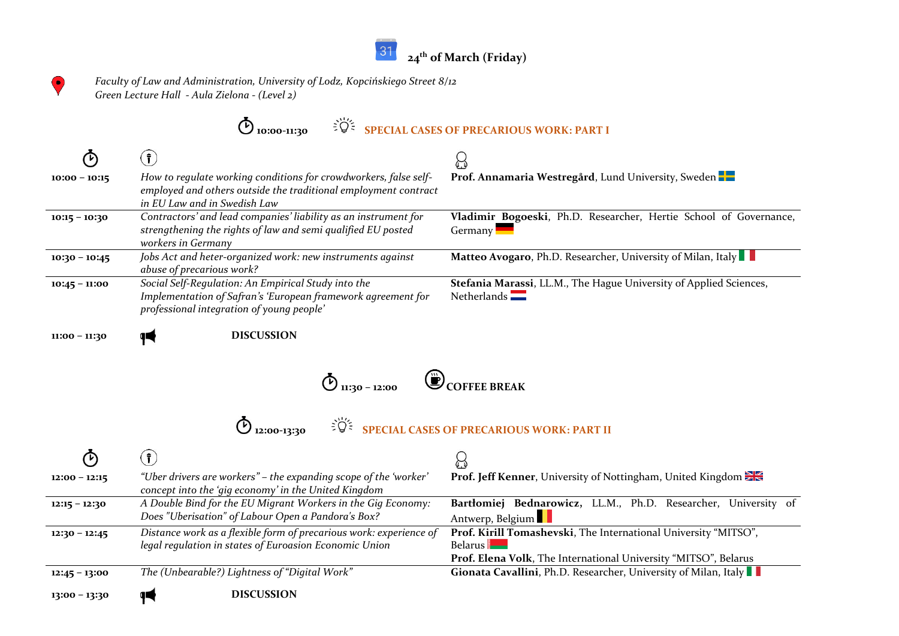## 24th of March (Friday)

*Faculty of Law and Administration, University of Lodz, Kopcińskiego Street 8/12*
*Green Lecture Hall - Aula Zielona - (Level 2)*

### 10:00-11:30 SPECIAL CASES OF PRECARIOUS WORK: PART I

| | | |
|---|---|---|
| **10:00 – 10:15** | *How to regulate working conditions for crowdworkers, false self-employed and others outside the traditional employment contract in EU Law and in Swedish Law* | **Prof. Annamaria Westregård**, Lund University, Sweden |
| **10:15 – 10:30** | *Contractors' and lead companies' liability as an instrument for strengthening the rights of law and semi qualified EU posted workers in Germany* | **Vladimir Bogoeski**, Ph.D. Researcher, Hertie School of Governance, Germany |
| **10:30 – 10:45** | *Jobs Act and heter-organized work: new instruments against abuse of precarious work?* | **Matteo Avogaro**, Ph.D. Researcher, University of Milan, Italy |
| **10:45 – 11:00** | *Social Self-Regulation: An Empirical Study into the Implementation of Safran's 'European framework agreement for professional integration of young people'* | **Stefania Marassi**, LL.M., The Hague University of Applied Sciences, Netherlands |
| **11:00 – 11:30** | **DISCUSSION** | |

### 11:30 – 12:00 COFFEE BREAK

### 12:00-13:30 SPECIAL CASES OF PRECARIOUS WORK: PART II

| | | |
|---|---|---|
| **12:00 – 12:15** | *"Uber drivers are workers" – the expanding scope of the 'worker' concept into the 'gig economy' in the United Kingdom* | **Prof. Jeff Kenner**, University of Nottingham, United Kingdom |
| **12:15 – 12:30** | *A Double Bind for the EU Migrant Workers in the Gig Economy: Does "Uberisation" of Labour Open a Pandora's Box?* | **Bartłomiej Bednarowicz,** LL.M., Ph.D. Researcher, University of Antwerp, Belgium |
| **12:30 – 12:45** | *Distance work as a flexible form of precarious work: experience of legal regulation in states of Euroasion Economic Union* | **Prof. Kirill Tomashevski**, The International University "MITSO", Belarus<br>**Prof. Elena Volk**, The International University "MITSO", Belarus |
| **12:45 – 13:00** | *The (Unbearable?) Lightness of "Digital Work"* | **Gionata Cavallini**, Ph.D. Researcher, University of Milan, Italy |
| **13:00 – 13:30** | **DISCUSSION** | |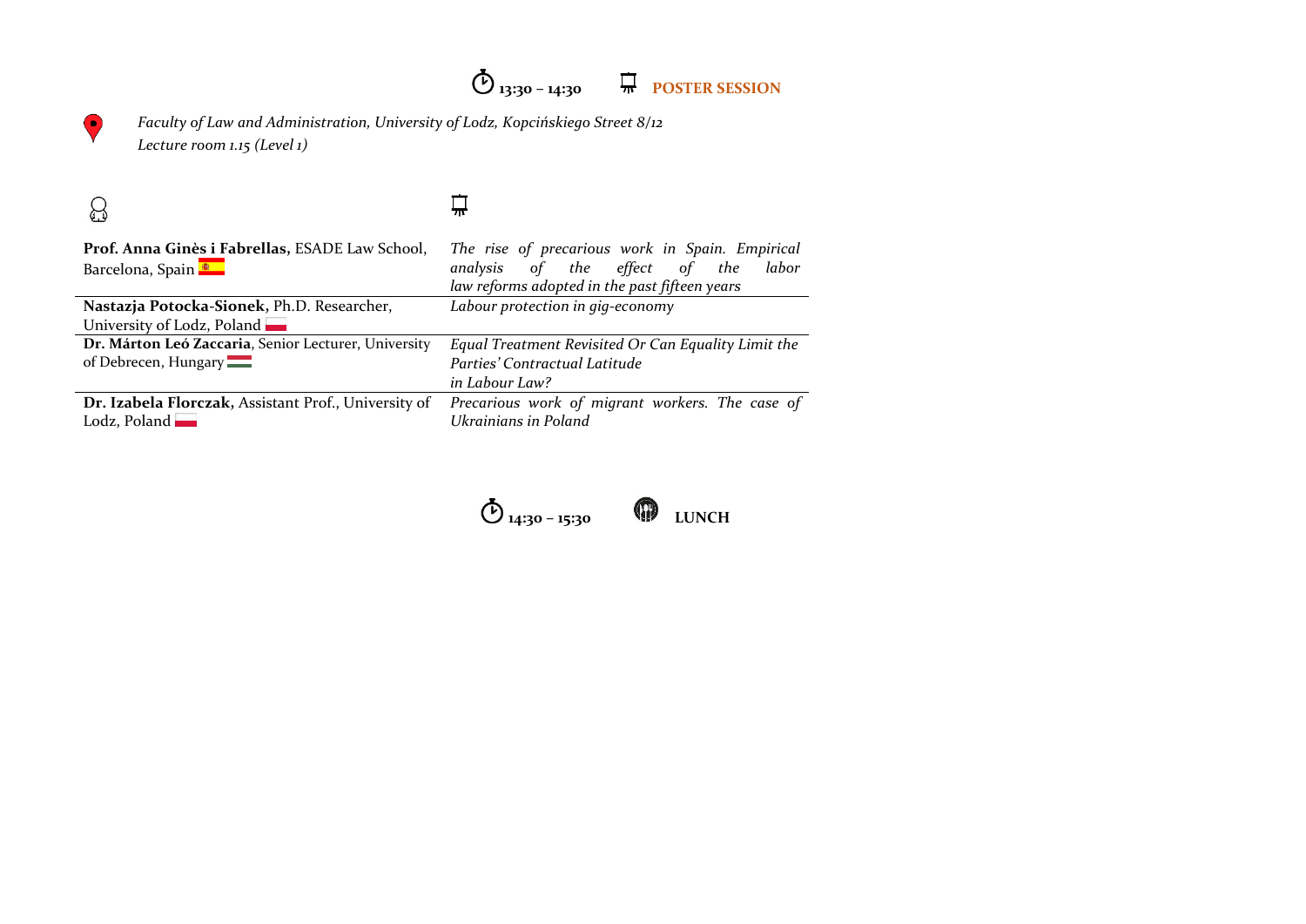**13:30 – 14:30** **POSTER SESSION**

*Faculty of Law and Administration, University of Lodz, Kopcińskiego Street 8/12*
*Lecture room 1.15 (Level 1)*

| | |
|---|---|
| **Prof. Anna Ginès i Fabrellas,** ESADE Law School, Barcelona, Spain | *The rise of precarious work in Spain. Empirical analysis of the effect of the labor law reforms adopted in the past fifteen years* |
| **Nastazja Potocka-Sionek,** Ph.D. Researcher, University of Lodz, Poland | *Labour protection in gig-economy* |
| **Dr. Márton Leó Zaccaria**, Senior Lecturer, University of Debrecen, Hungary | *Equal Treatment Revisited Or Can Equality Limit the Parties' Contractual Latitude in Labour Law?* |
| **Dr. Izabela Florczak,** Assistant Prof., University of Lodz, Poland | *Precarious work of migrant workers. The case of Ukrainians in Poland* |

**14:30 – 15:30** **LUNCH**